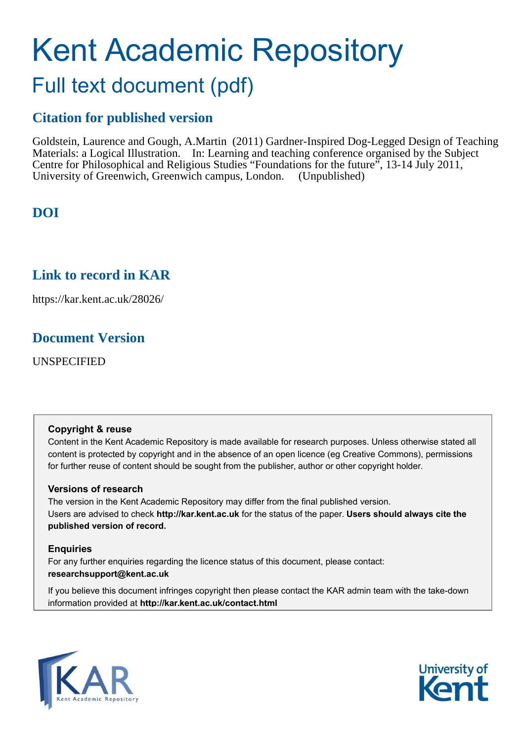# Kent Academic Repository

## Full text document (pdf)

### Citation for published version

Goldstein, Laurence and Gough, A.Martin (2011) Gardner-Inspired Dog-Legged Design of Teaching Materials: a Logical Illustration. In: Learning and teaching conference organised by the Subject Centre for Philosophical and Religious Studies "Foundations for the future", 13-14 July 2011, University of Greenwich, Greenwich campus, London. (Unpublished)

### DOI

### Link to record in KAR

https://kar.kent.ac.uk/28026/

### Document Version

UNSPECIFIED

**Copyright & reuse**

Content in the Kent Academic Repository is made available for research purposes. Unless otherwise stated all content is protected by copyright and in the absence of an open licence (eg Creative Commons), permissions for further reuse of content should be sought from the publisher, author or other copyright holder.

**Versions of research**

The version in the Kent Academic Repository may differ from the final published version.
Users are advised to check **http://kar.kent.ac.uk** for the status of the paper. **Users should always cite the published version of record.**

**Enquiries**

For any further enquiries regarding the licence status of this document, please contact:
**researchsupport@kent.ac.uk**

If you believe this document infringes copyright then please contact the KAR admin team with the take-down information provided at **http://kar.kent.ac.uk/contact.html**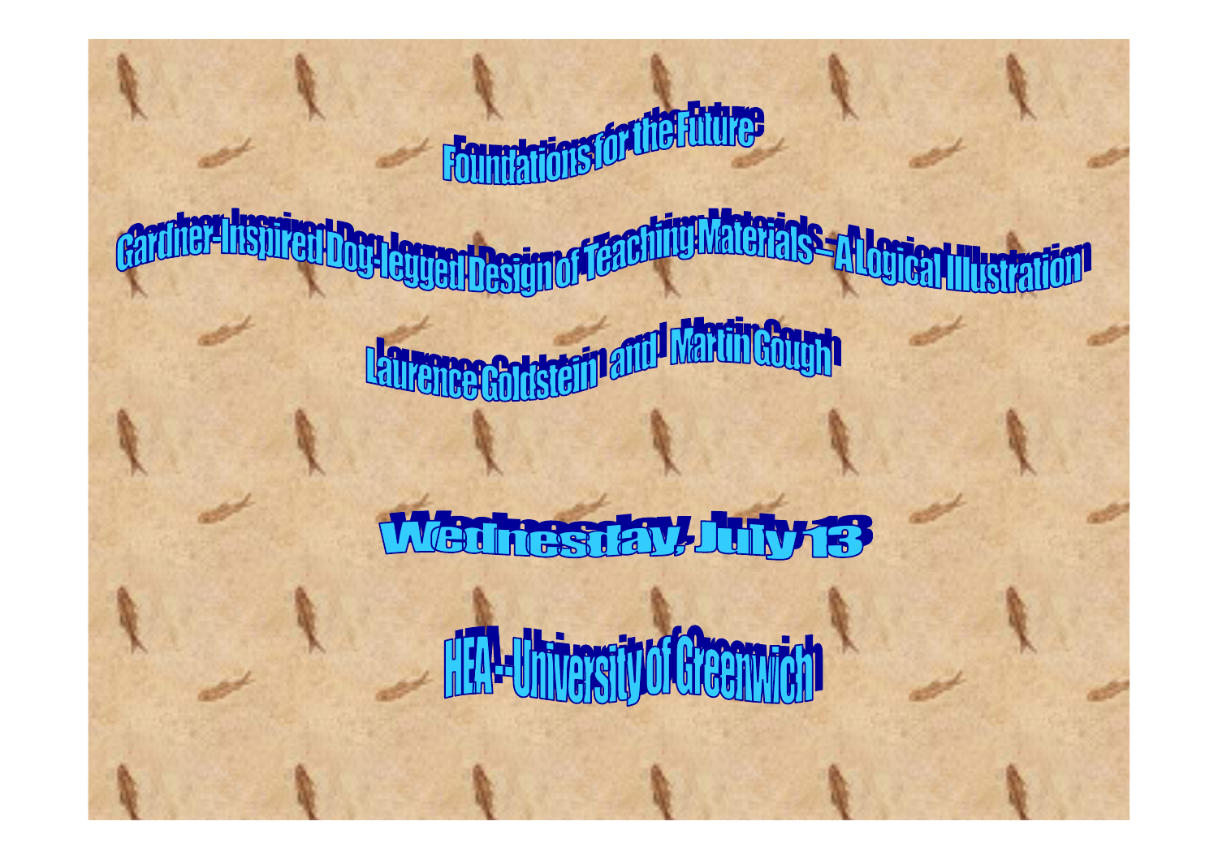# Foundations for the Future

## Gardner-Inspired Dog-legged Design of Teaching Materials – A Logical Illustration

Laurence Goldstein and Martin Gough

Wednesday, July 13

HEA - University of Greenwich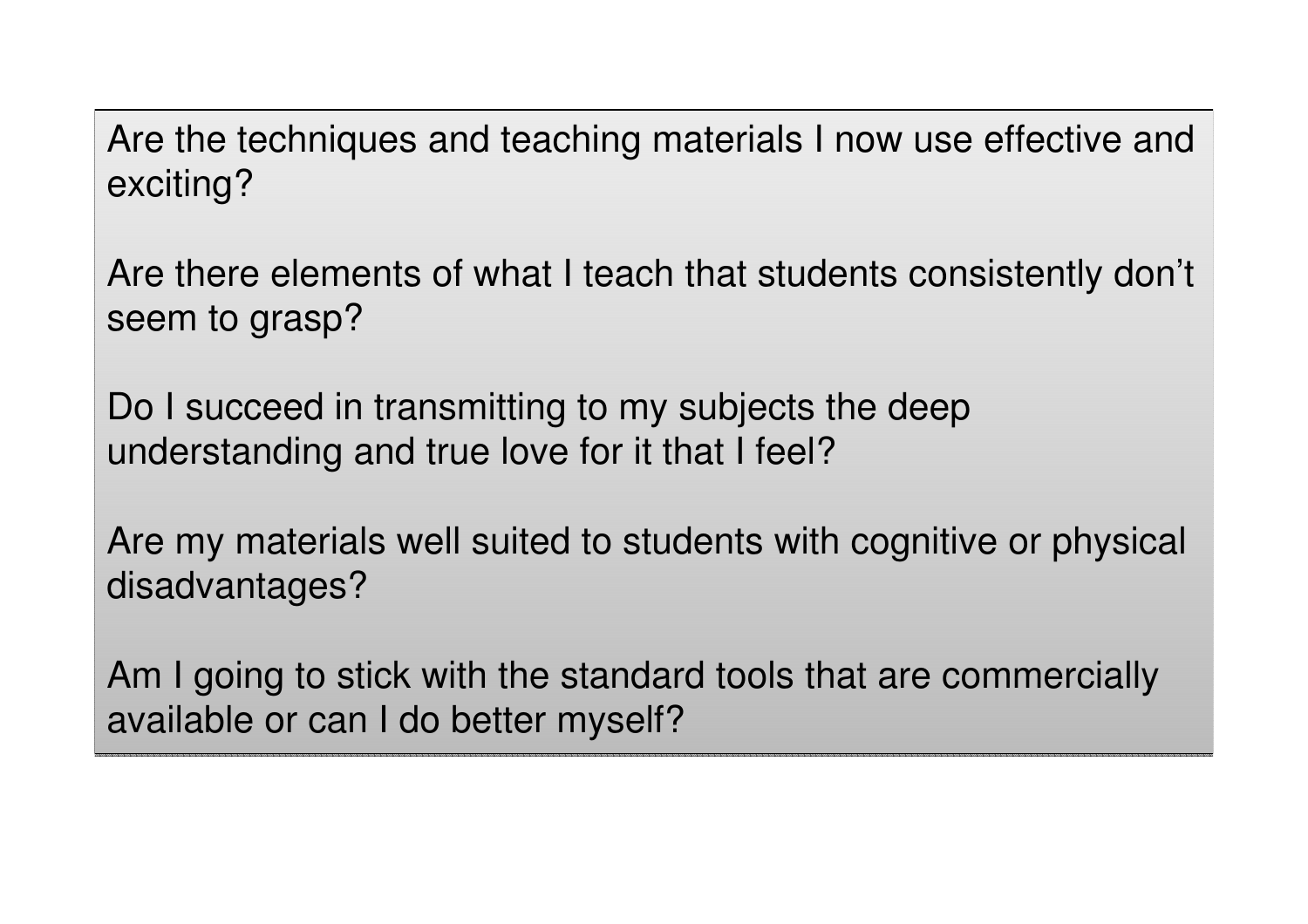Are the techniques and teaching materials I now use effective and exciting?

Are there elements of what I teach that students consistently don't seem to grasp?

Do I succeed in transmitting to my subjects the deep understanding and true love for it that I feel?

Are my materials well suited to students with cognitive or physical disadvantages?

Am I going to stick with the standard tools that are commercially available or can I do better myself?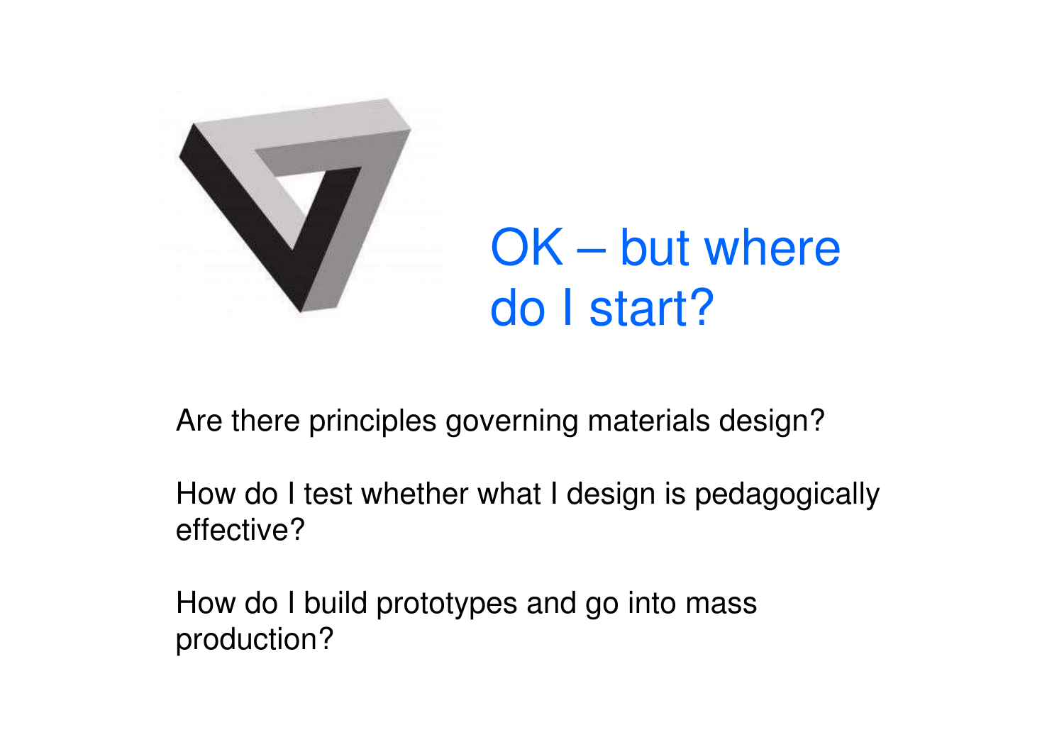# OK – but where do I start?

Are there principles governing materials design?

How do I test whether what I design is pedagogically effective?

How do I build prototypes and go into mass production?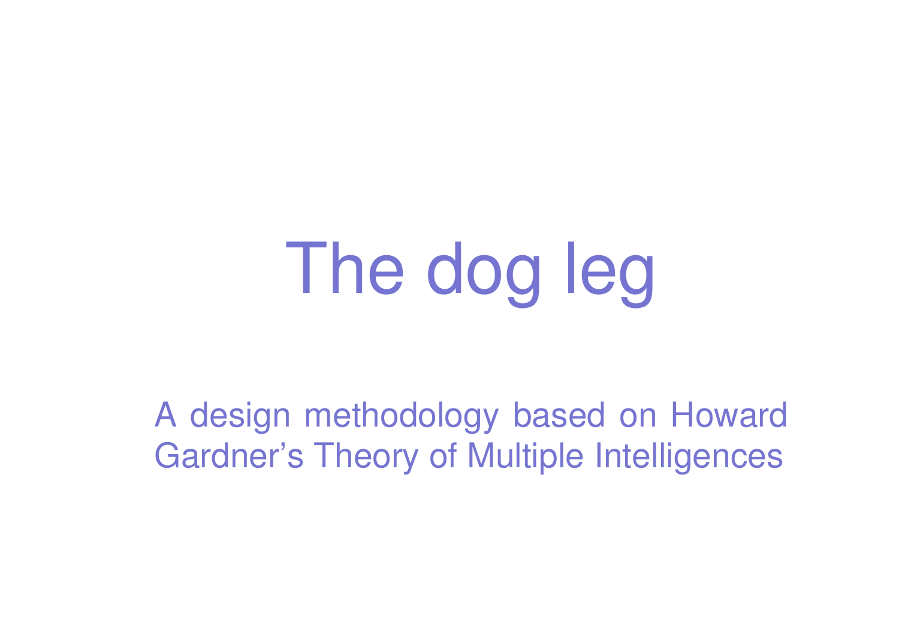# The dog leg

A design methodology based on Howard Gardner's Theory of Multiple Intelligences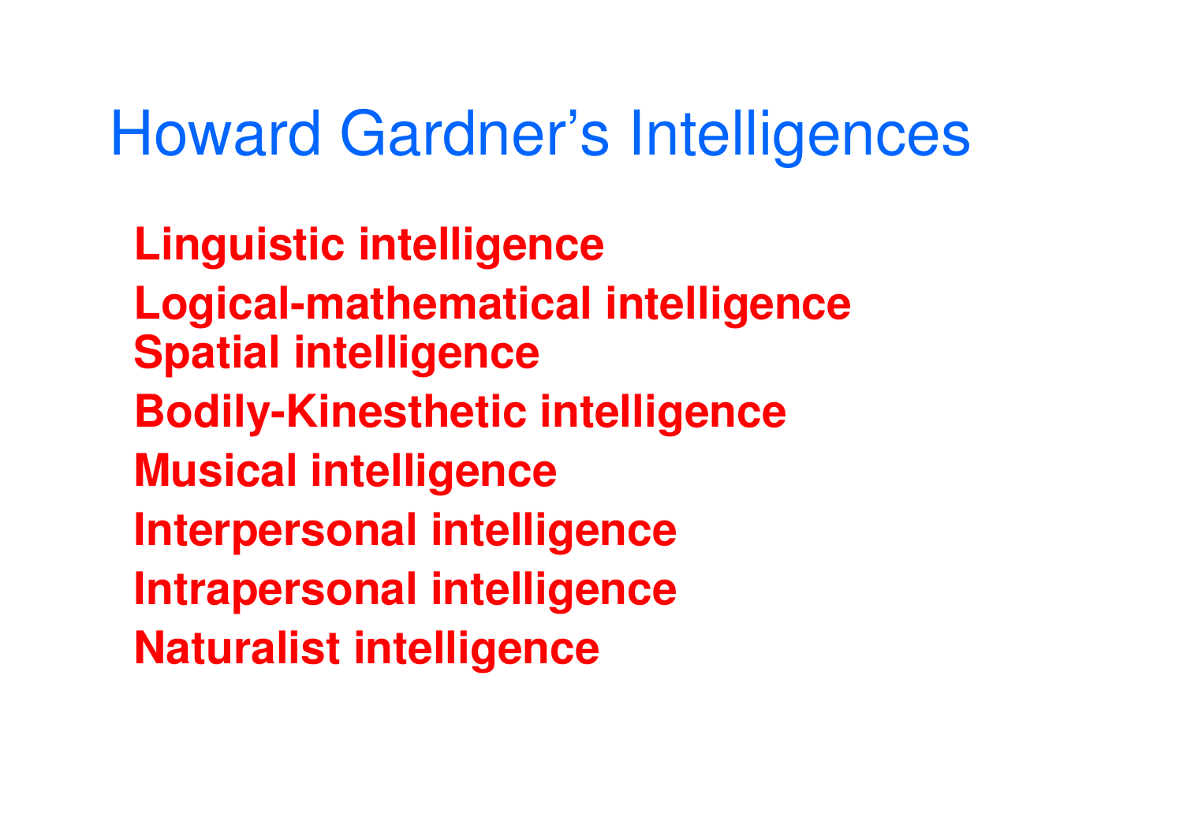# Howard Gardner's Intelligences

**Linguistic intelligence**

**Logical-mathematical intelligence**

**Spatial intelligence**

**Bodily-Kinesthetic intelligence**

**Musical intelligence**

**Interpersonal intelligence**

**Intrapersonal intelligence**

**Naturalist intelligence**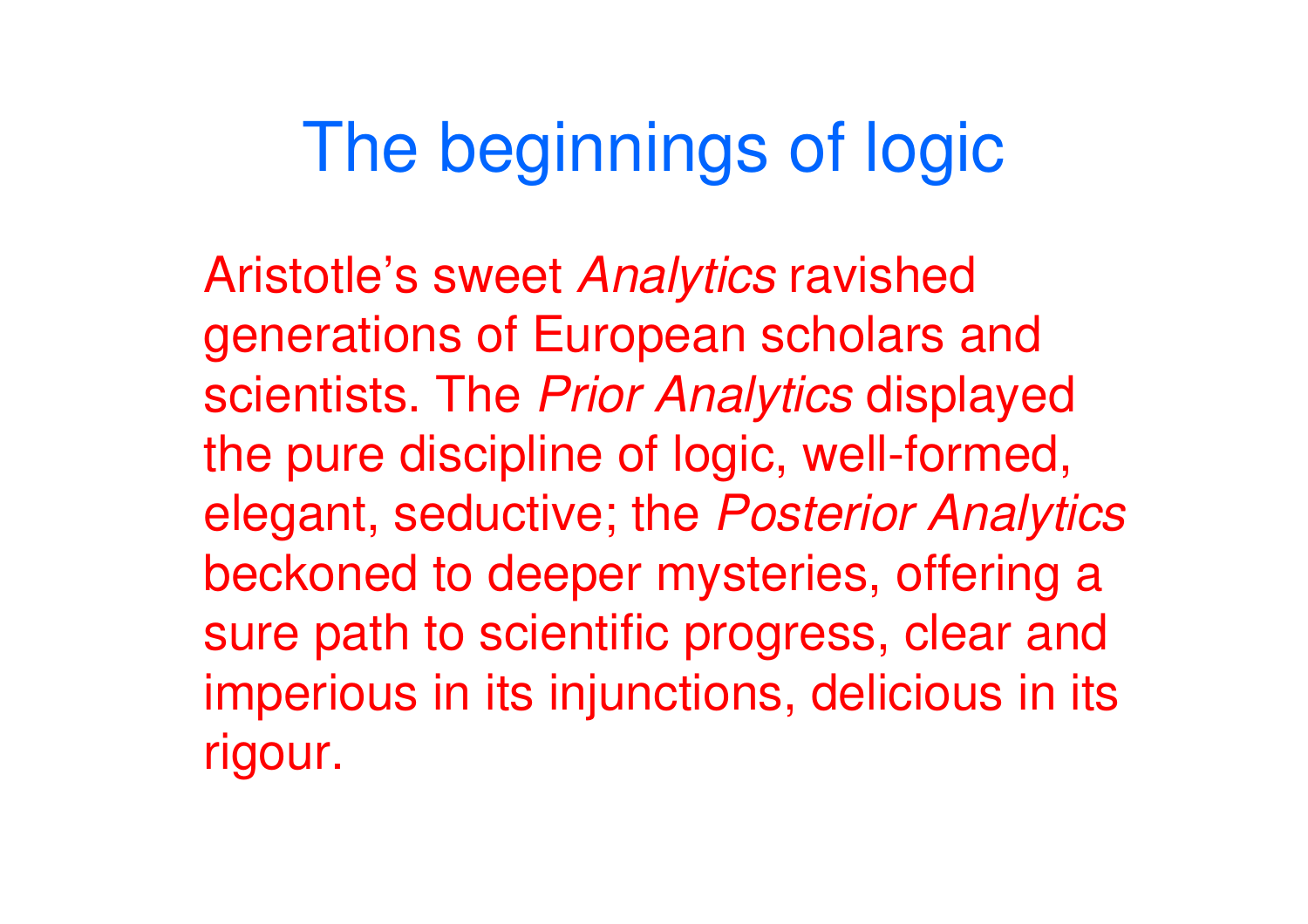# The beginnings of logic

Aristotle's sweet *Analytics* ravished generations of European scholars and scientists. The *Prior Analytics* displayed the pure discipline of logic, well-formed, elegant, seductive; the *Posterior Analytics* beckoned to deeper mysteries, offering a sure path to scientific progress, clear and imperious in its injunctions, delicious in its rigour.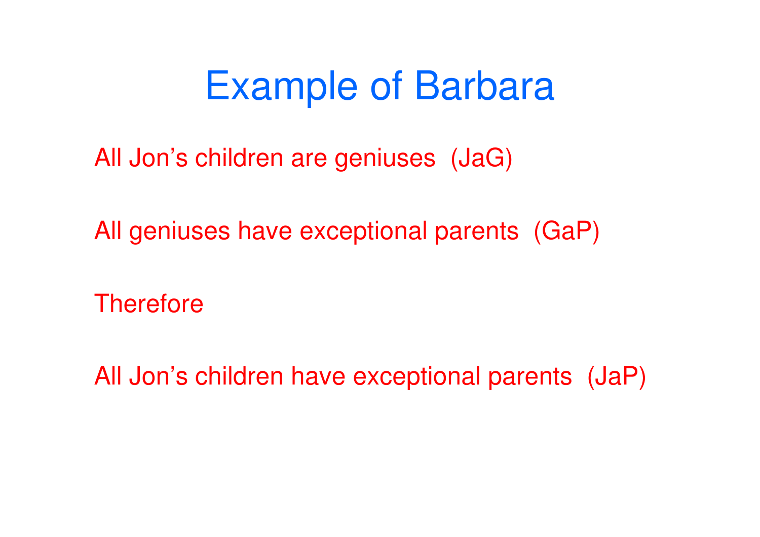# Example of Barbara

All Jon's children are geniuses (JaG)

All geniuses have exceptional parents (GaP)

Therefore

All Jon's children have exceptional parents (JaP)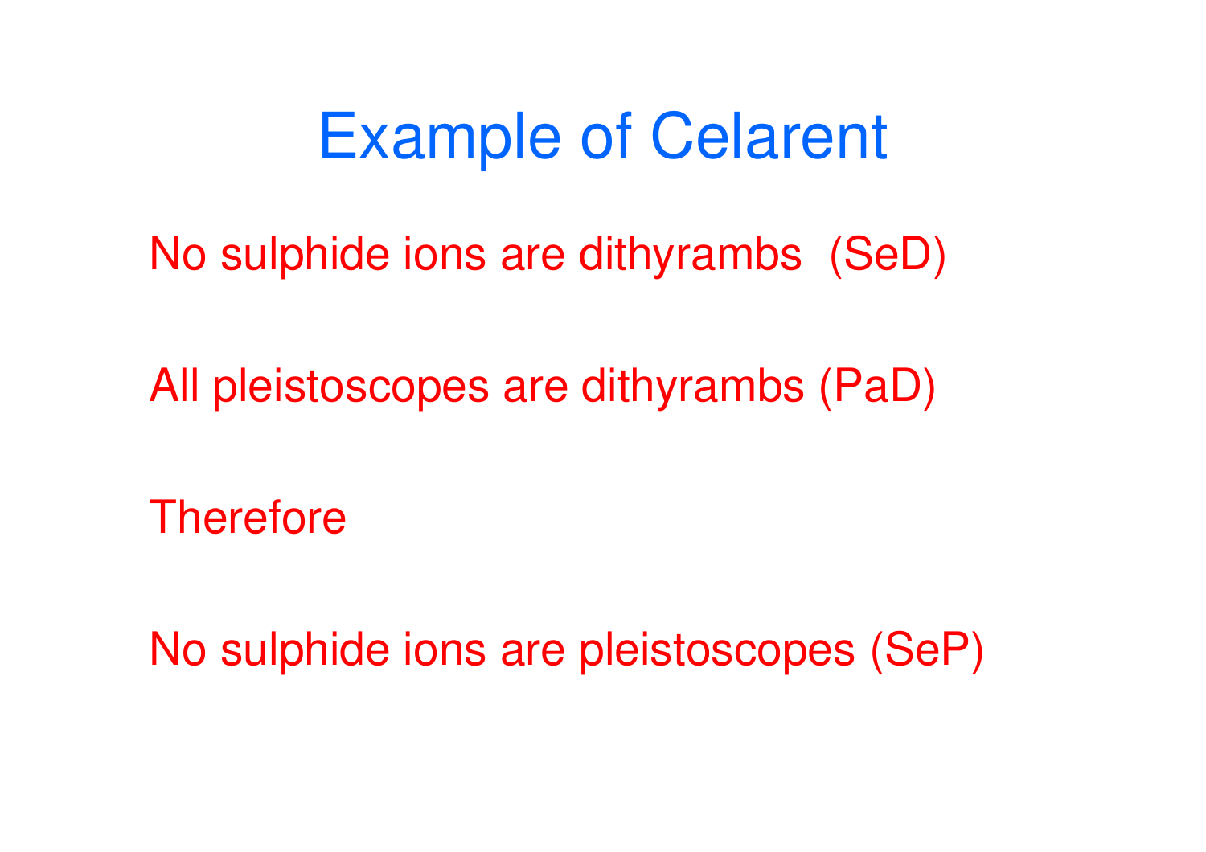# Example of Celarent

No sulphide ions are dithyrambs (SeD)

All pleistoscopes are dithyrambs (PaD)

Therefore

No sulphide ions are pleistoscopes (SeP)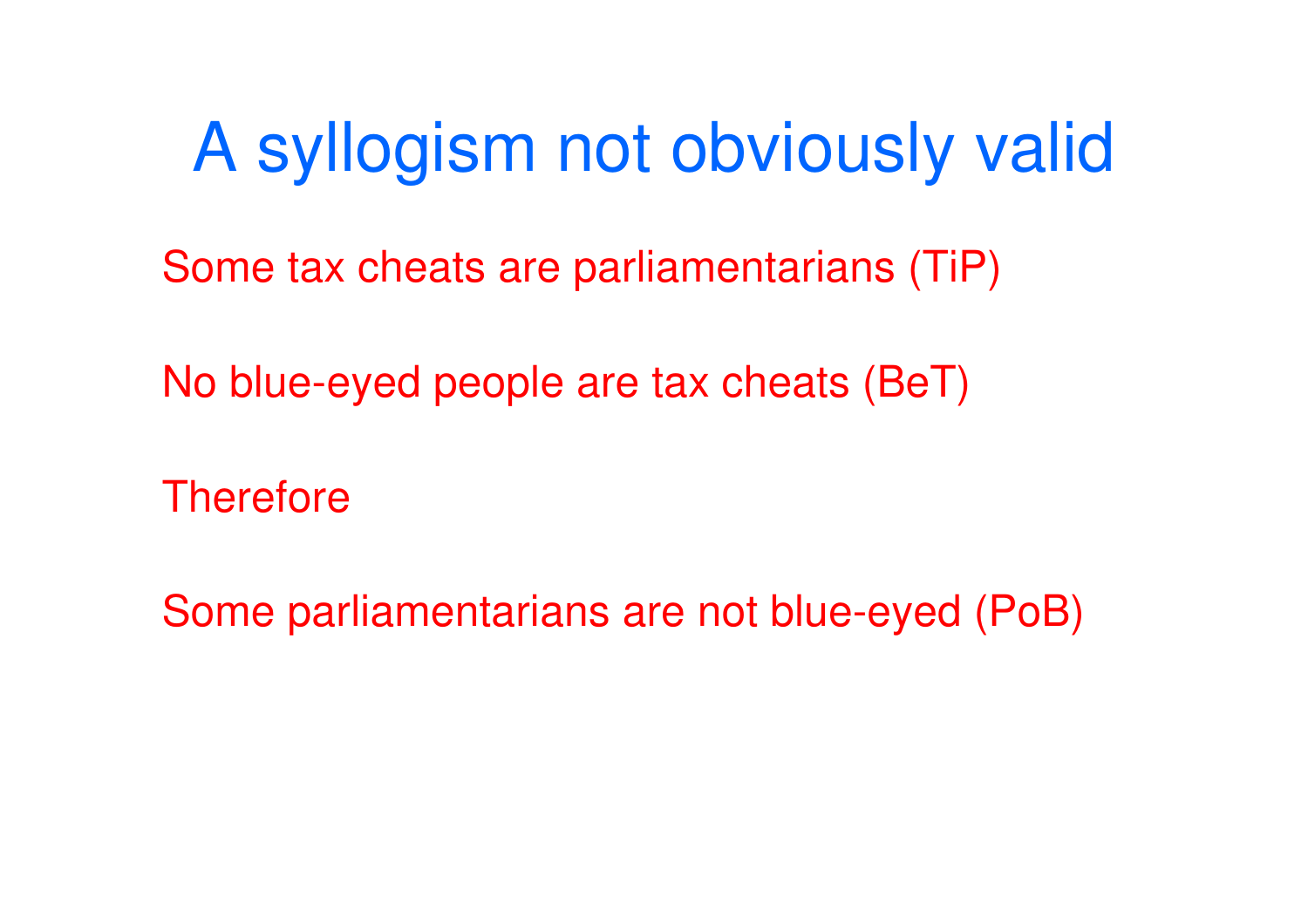# A syllogism not obviously valid

Some tax cheats are parliamentarians (TiP)

No blue-eyed people are tax cheats (BeT)

Therefore

Some parliamentarians are not blue-eyed (PoB)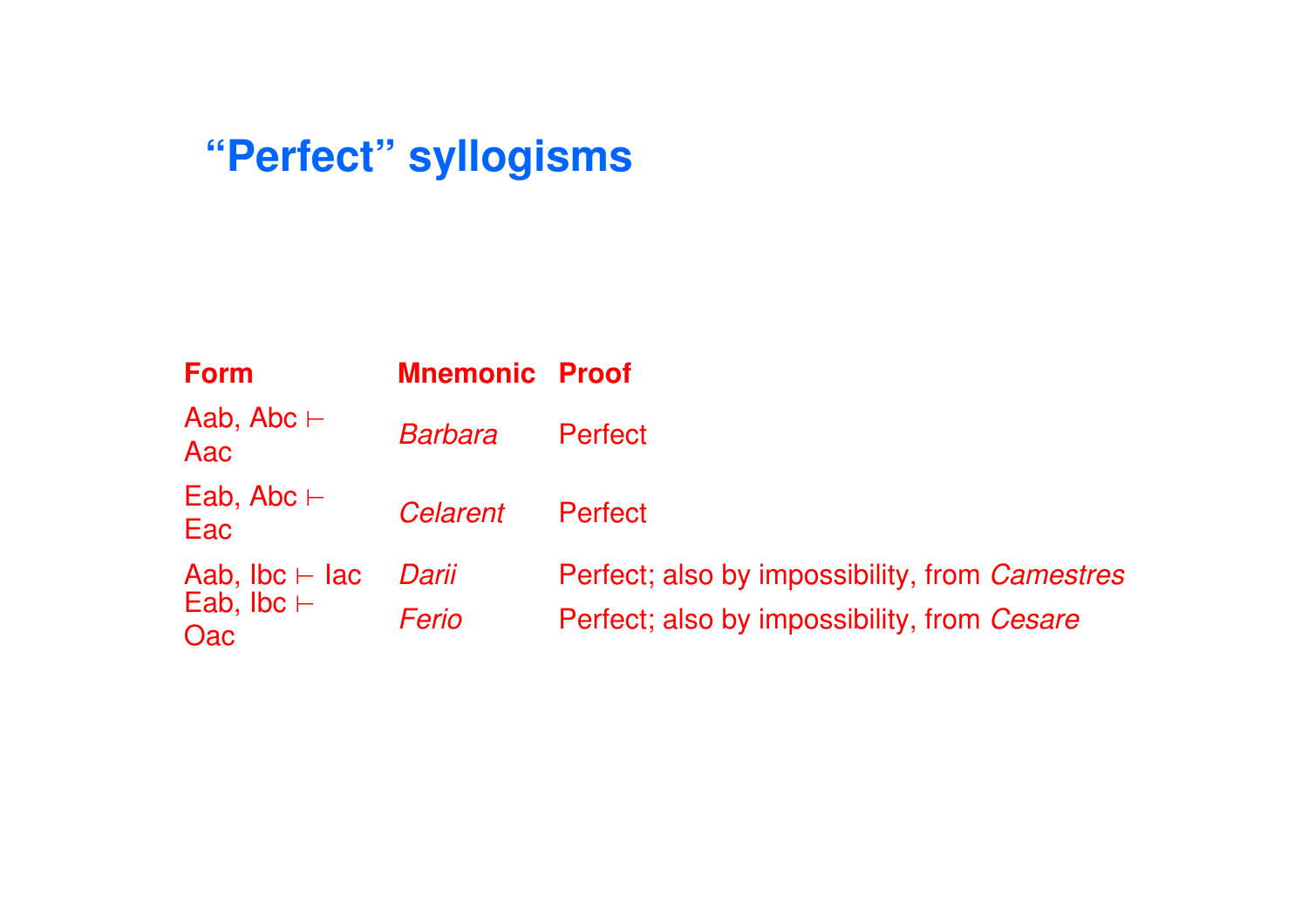# “Perfect” syllogisms

| **Form** | **Mnemonic** | **Proof** |
| --- | --- | --- |
| Aab, Abc ⊢ Aac | *Barbara* | Perfect |
| Eab, Abc ⊢ Eac | *Celarent* | Perfect |
| Aab, Ibc ⊢ Iac | *Darii* | Perfect; also by impossibility, from *Camestres* |
| Eab, Ibc ⊢ Oac | *Ferio* | Perfect; also by impossibility, from *Cesare* |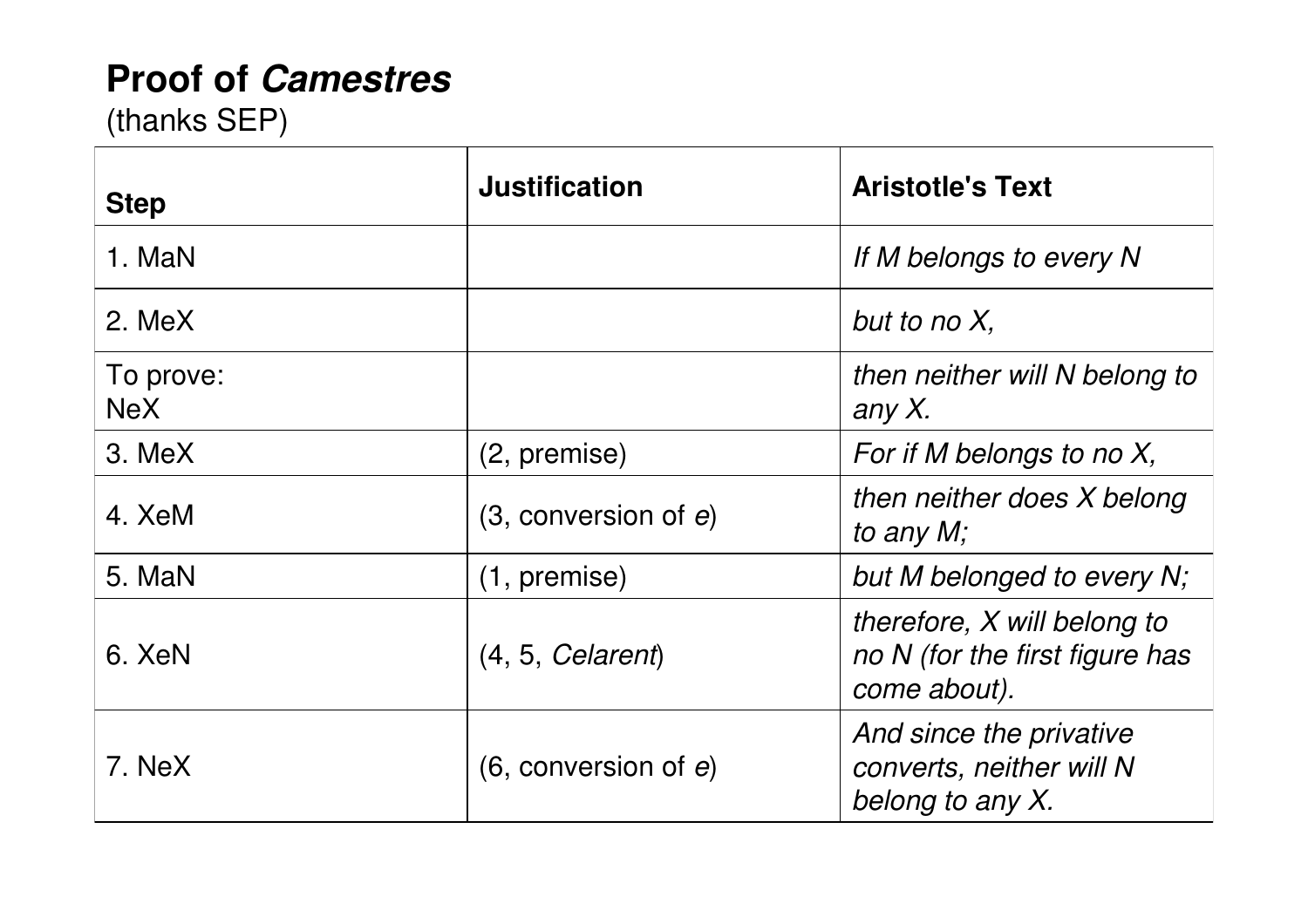# Proof of *Camestres*

(thanks SEP)

| Step | Justification | Aristotle's Text |
|---|---|---|
| 1. MaN | | *If M belongs to every N* |
| 2. MeX | | *but to no X,* |
| To prove: NeX | | *then neither will N belong to any X.* |
| 3. MeX | (2, premise) | *For if M belongs to no X,* |
| 4. XeM | (3, conversion of *e*) | *then neither does X belong to any M;* |
| 5. MaN | (1, premise) | *but M belonged to every N;* |
| 6. XeN | (4, 5, *Celarent*) | *therefore, X will belong to no N (for the first figure has come about).* |
| 7. NeX | (6, conversion of *e*) | *And since the privative converts, neither will N belong to any X.* |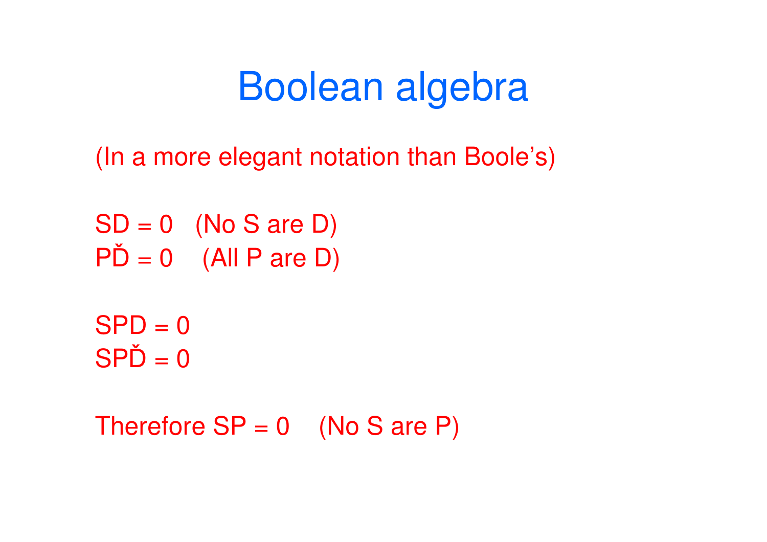# Boolean algebra

(In a more elegant notation than Boole's)

$SD = 0$   (No S are D)

$P\check{D} = 0$   (All P are D)

$SPD = 0$

$SP\check{D} = 0$

Therefore $SP = 0$   (No S are P)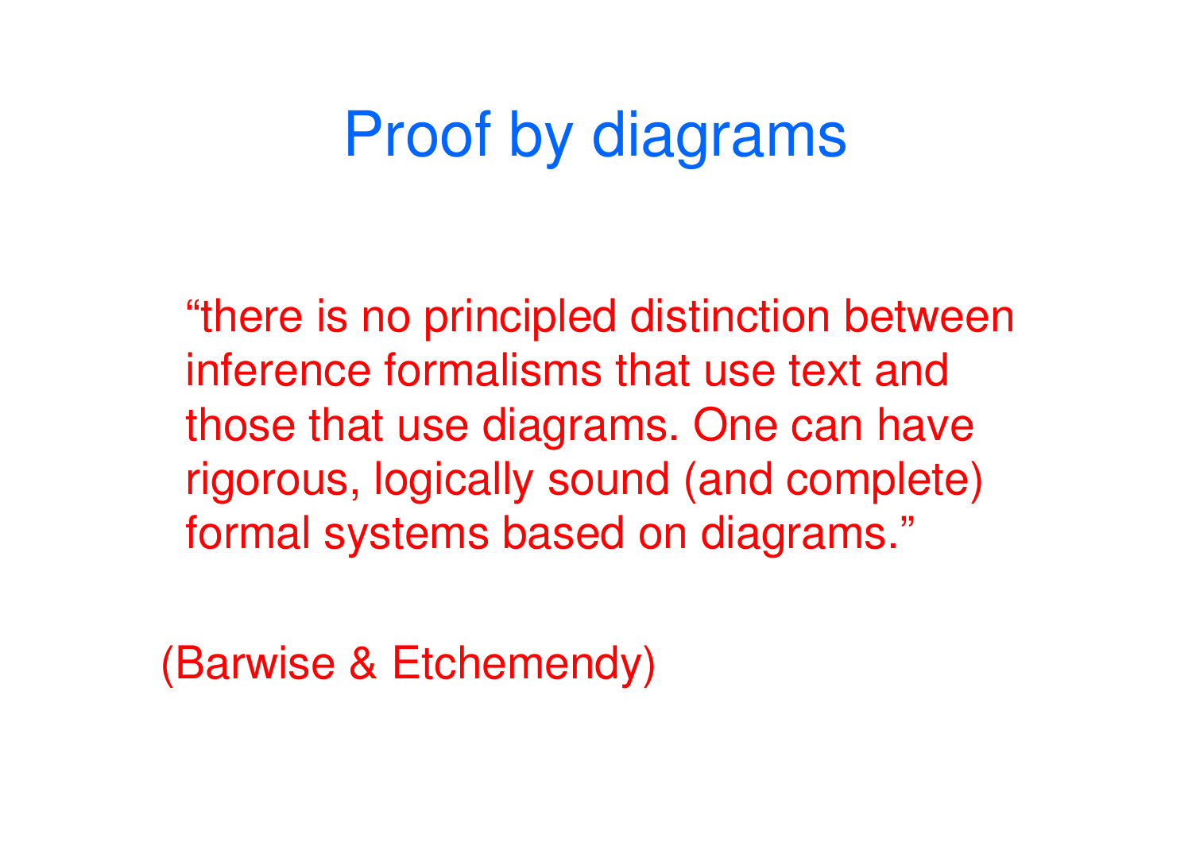# Proof by diagrams

"there is no principled distinction between inference formalisms that use text and those that use diagrams. One can have rigorous, logically sound (and complete) formal systems based on diagrams."

(Barwise & Etchemendy)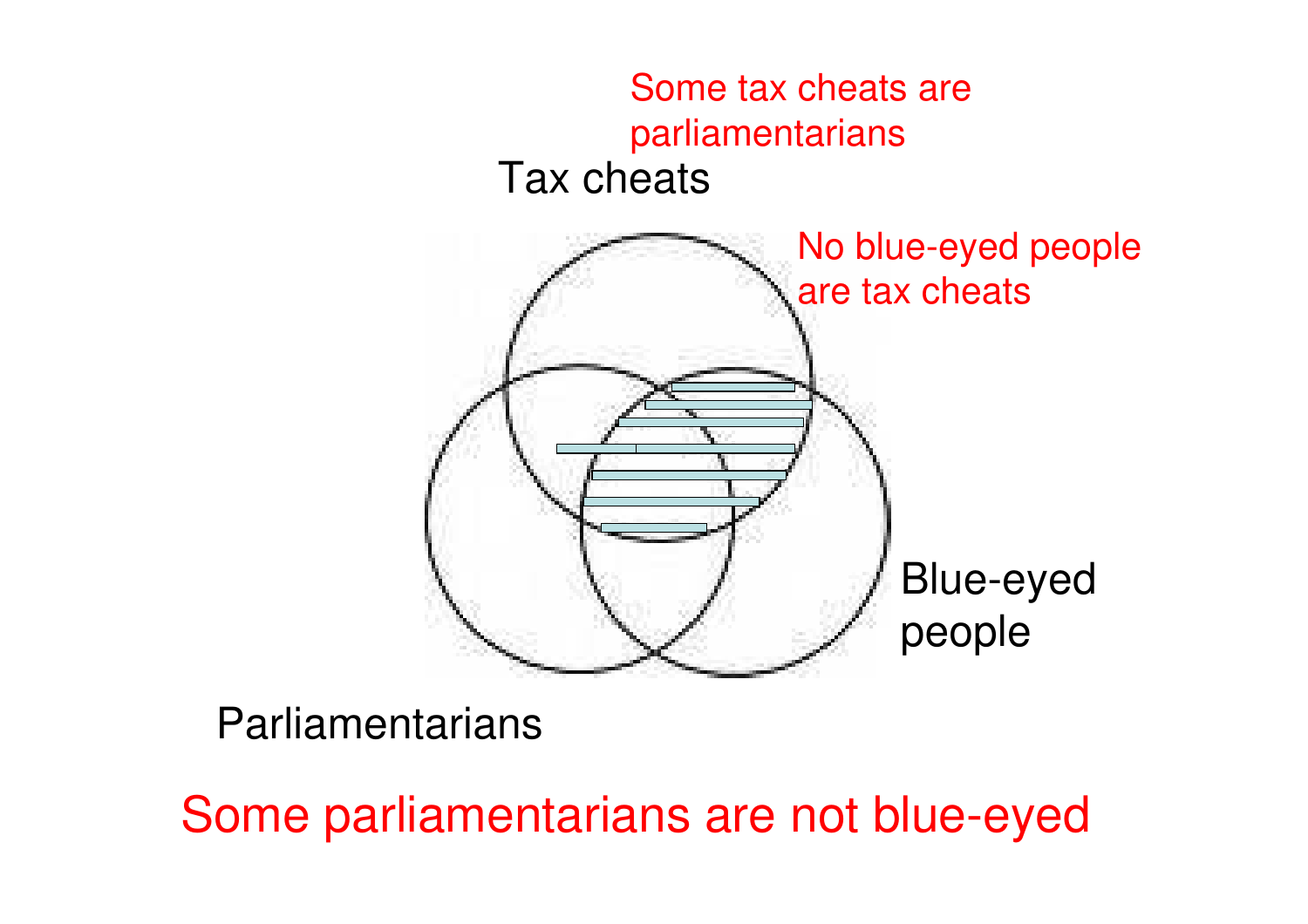Some tax cheats are parliamentarians

Tax cheats

No blue-eyed people are tax cheats

Blue-eyed people

Parliamentarians

Some parliamentarians are not blue-eyed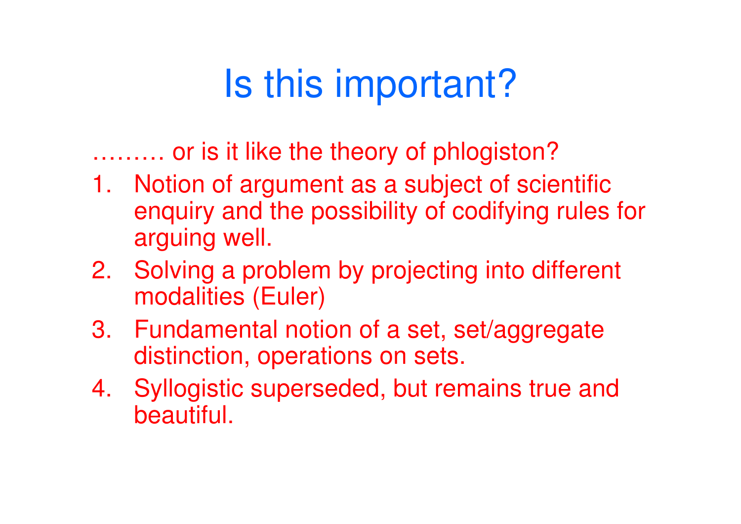# Is this important?

……… or is it like the theory of phlogiston?

1. Notion of argument as a subject of scientific enquiry and the possibility of codifying rules for arguing well.
2. Solving a problem by projecting into different modalities (Euler)
3. Fundamental notion of a set, set/aggregate distinction, operations on sets.
4. Syllogistic superseded, but remains true and beautiful.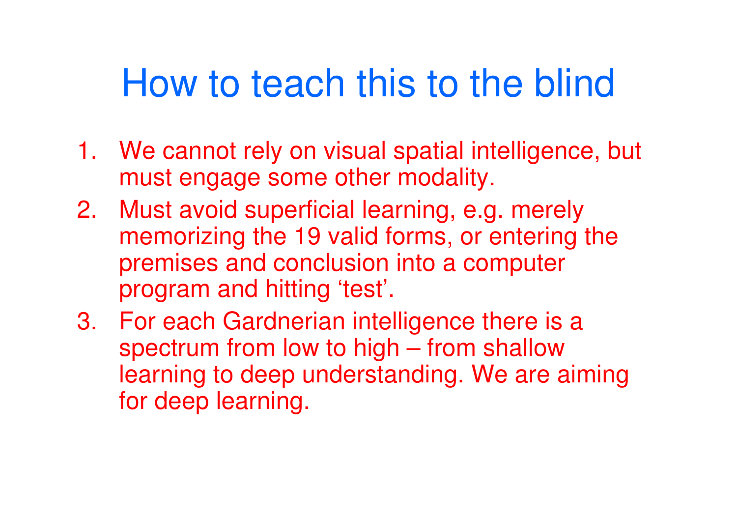# How to teach this to the blind

1. We cannot rely on visual spatial intelligence, but must engage some other modality.
2. Must avoid superficial learning, e.g. merely memorizing the 19 valid forms, or entering the premises and conclusion into a computer program and hitting ‘test’.
3. For each Gardnerian intelligence there is a spectrum from low to high – from shallow learning to deep understanding. We are aiming for deep learning.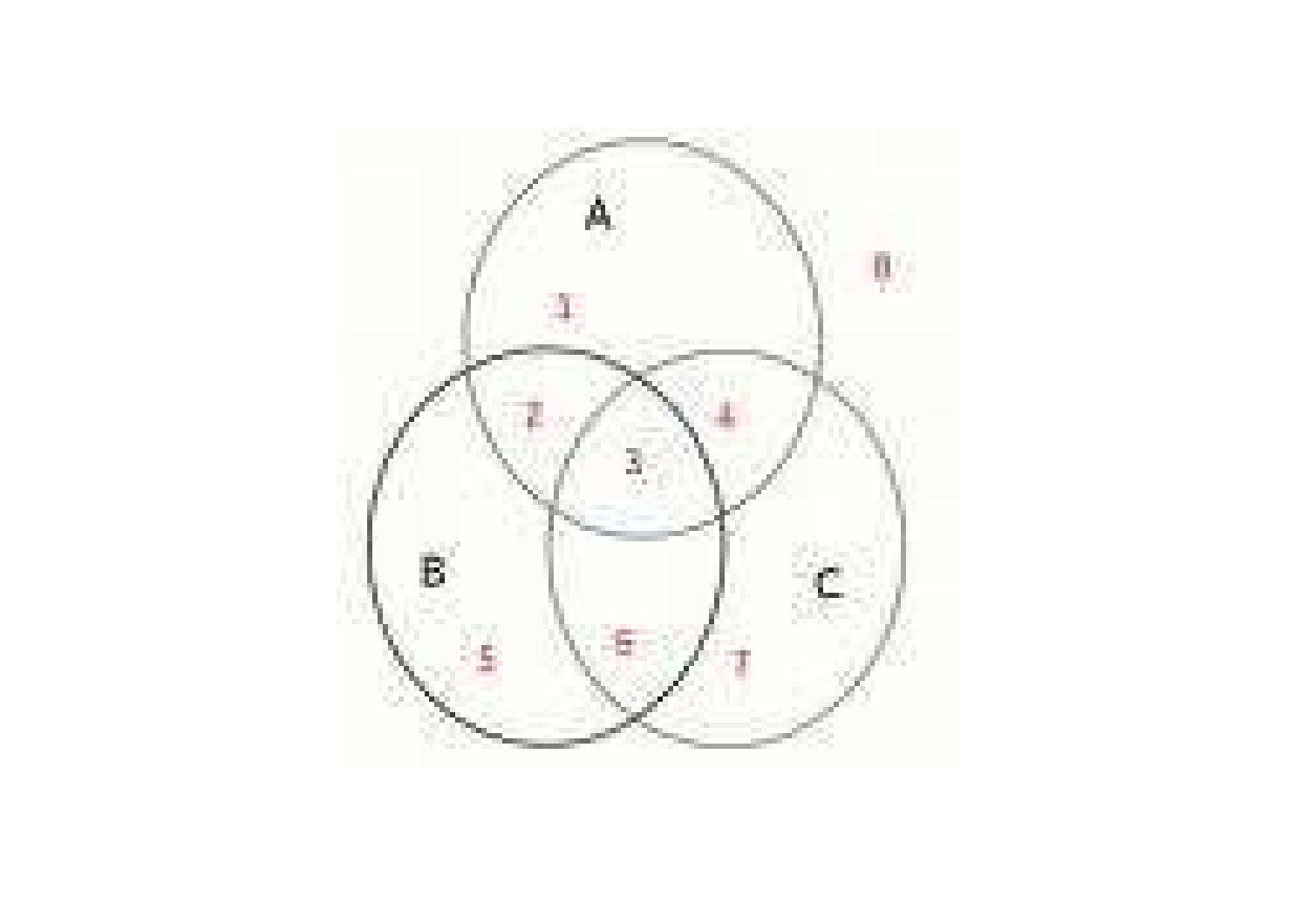A

8

1

2 4

3

B C

5 6 7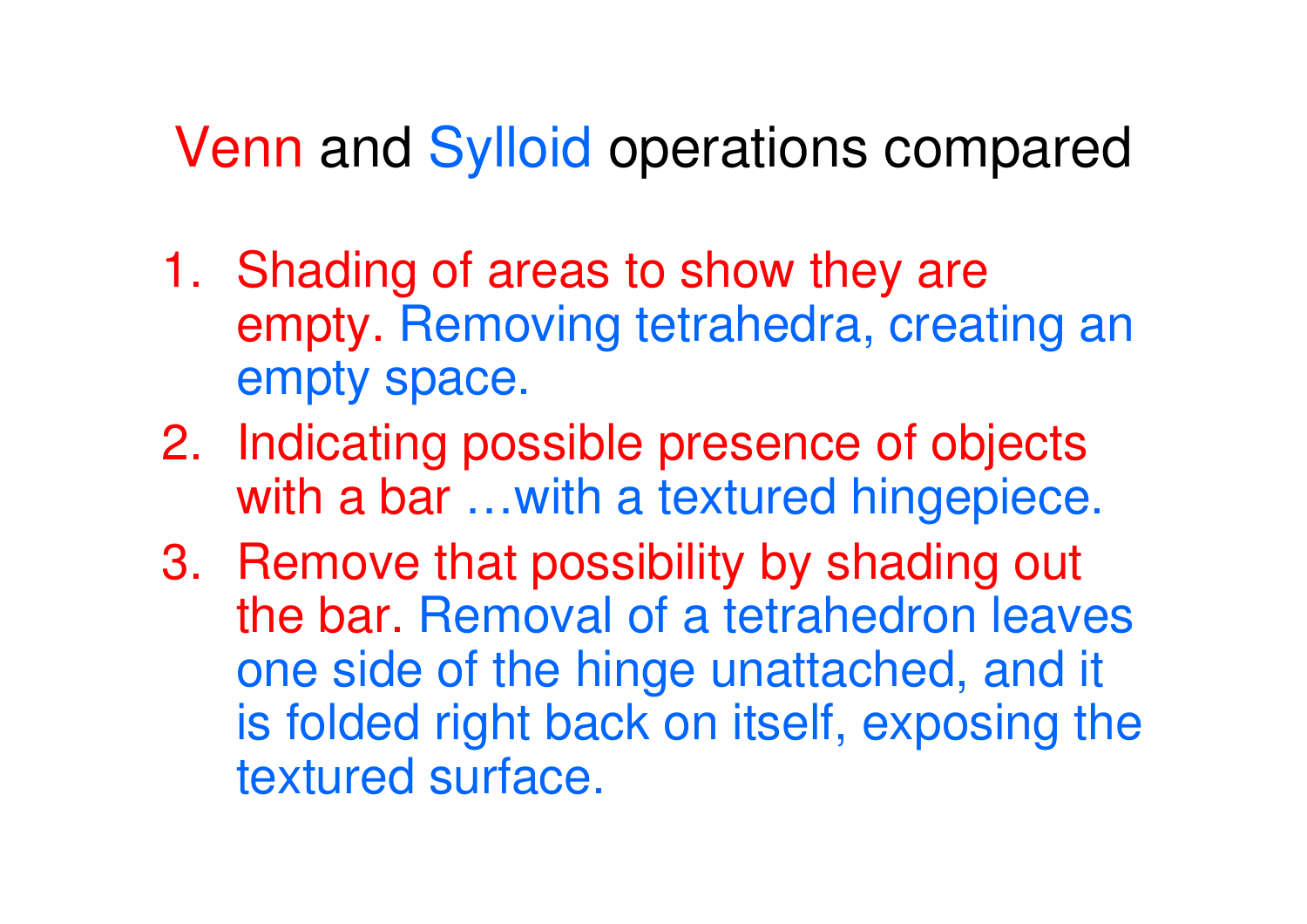# Venn and Sylloid operations compared

1. Shading of areas to show they are empty. Removing tetrahedra, creating an empty space.
2. Indicating possible presence of objects with a bar …with a textured hingepiece.
3. Remove that possibility by shading out the bar. Removal of a tetrahedron leaves one side of the hinge unattached, and it is folded right back on itself, exposing the textured surface.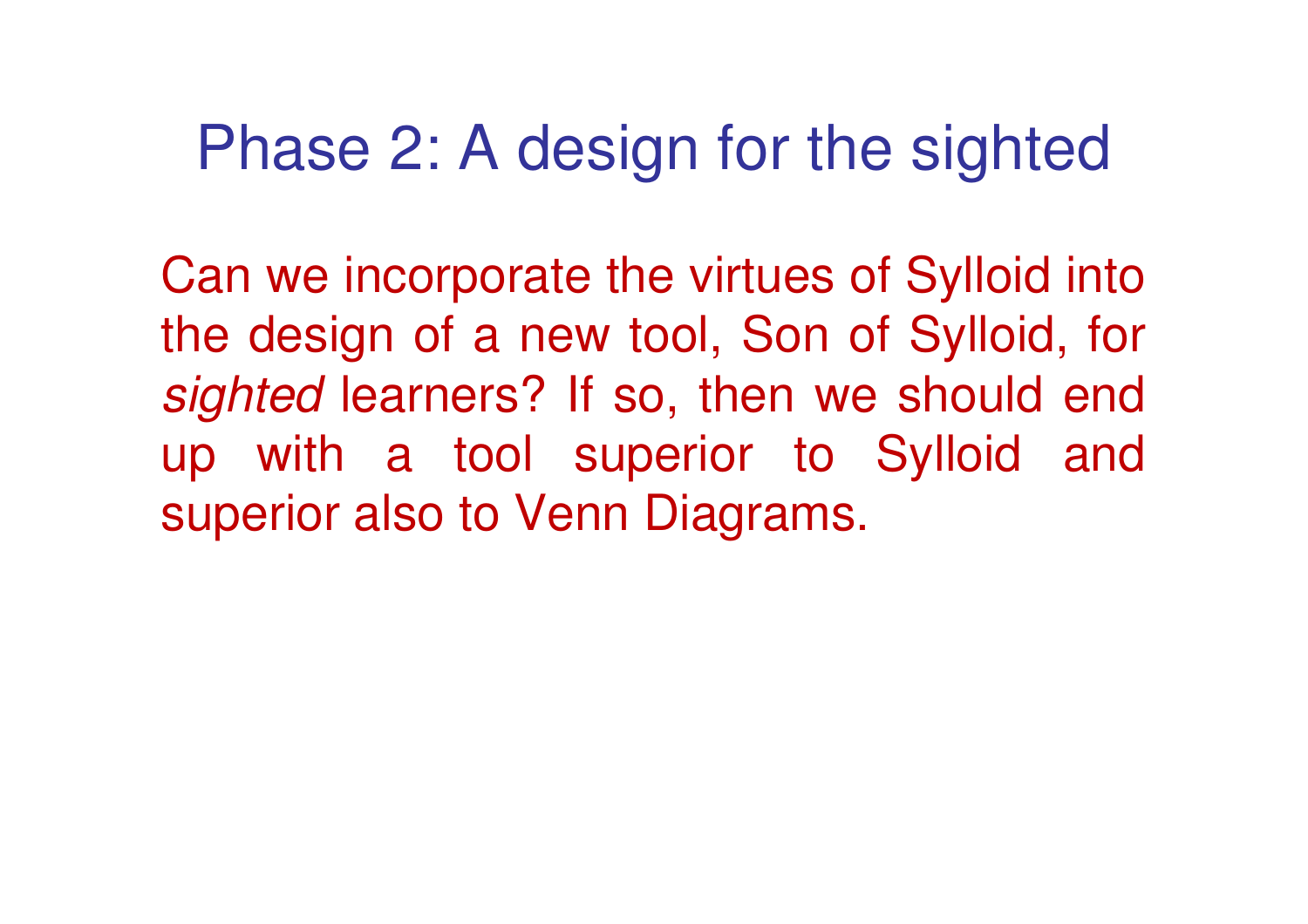# Phase 2: A design for the sighted

Can we incorporate the virtues of Sylloid into the design of a new tool, Son of Sylloid, for *sighted* learners? If so, then we should end up with a tool superior to Sylloid and superior also to Venn Diagrams.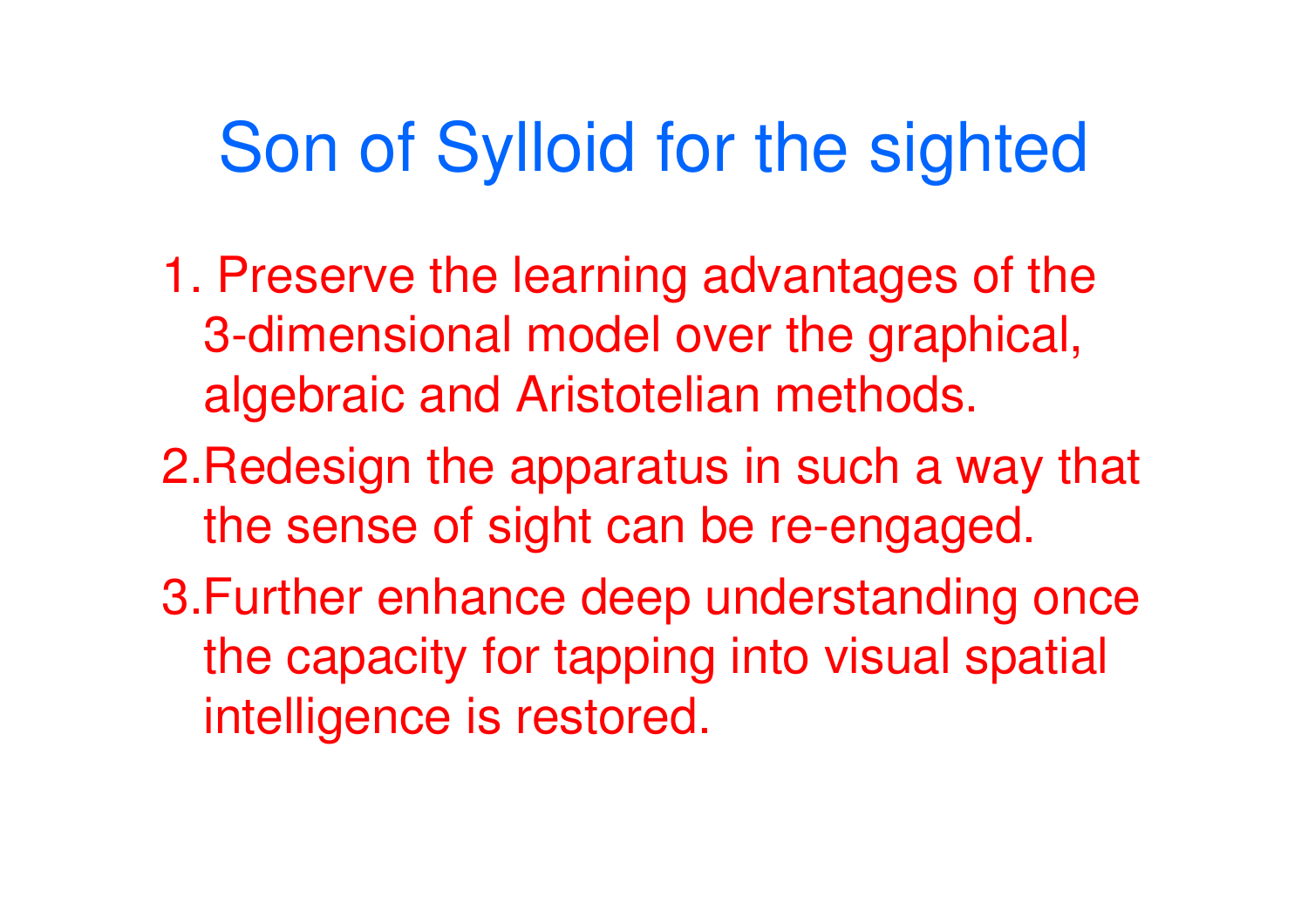# Son of Sylloid for the sighted

1. Preserve the learning advantages of the 3-dimensional model over the graphical, algebraic and Aristotelian methods.
2. Redesign the apparatus in such a way that the sense of sight can be re-engaged.
3. Further enhance deep understanding once the capacity for tapping into visual spatial intelligence is restored.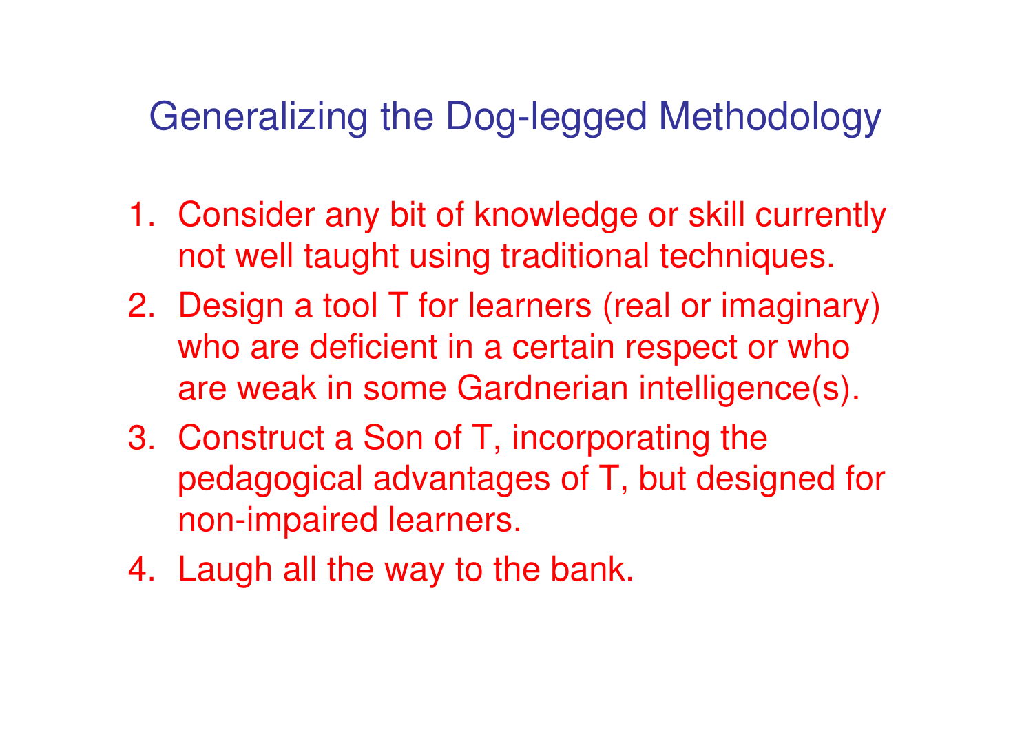# Generalizing the Dog-legged Methodology

1. Consider any bit of knowledge or skill currently not well taught using traditional techniques.
2. Design a tool T for learners (real or imaginary) who are deficient in a certain respect or who are weak in some Gardnerian intelligence(s).
3. Construct a Son of T, incorporating the pedagogical advantages of T, but designed for non-impaired learners.
4. Laugh all the way to the bank.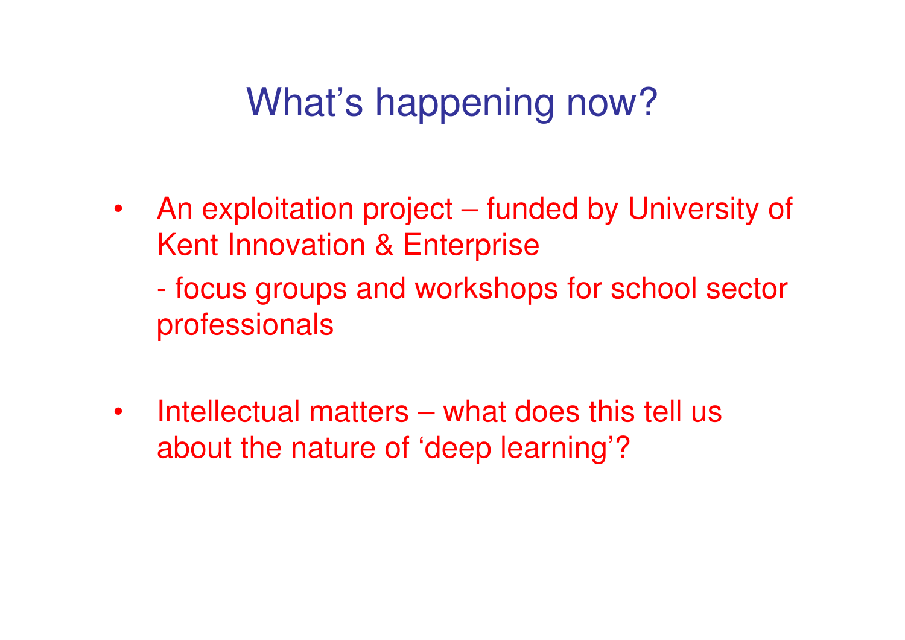# What's happening now?

- An exploitation project – funded by University of Kent Innovation & Enterprise

  - focus groups and workshops for school sector professionals

- Intellectual matters – what does this tell us about the nature of 'deep learning'?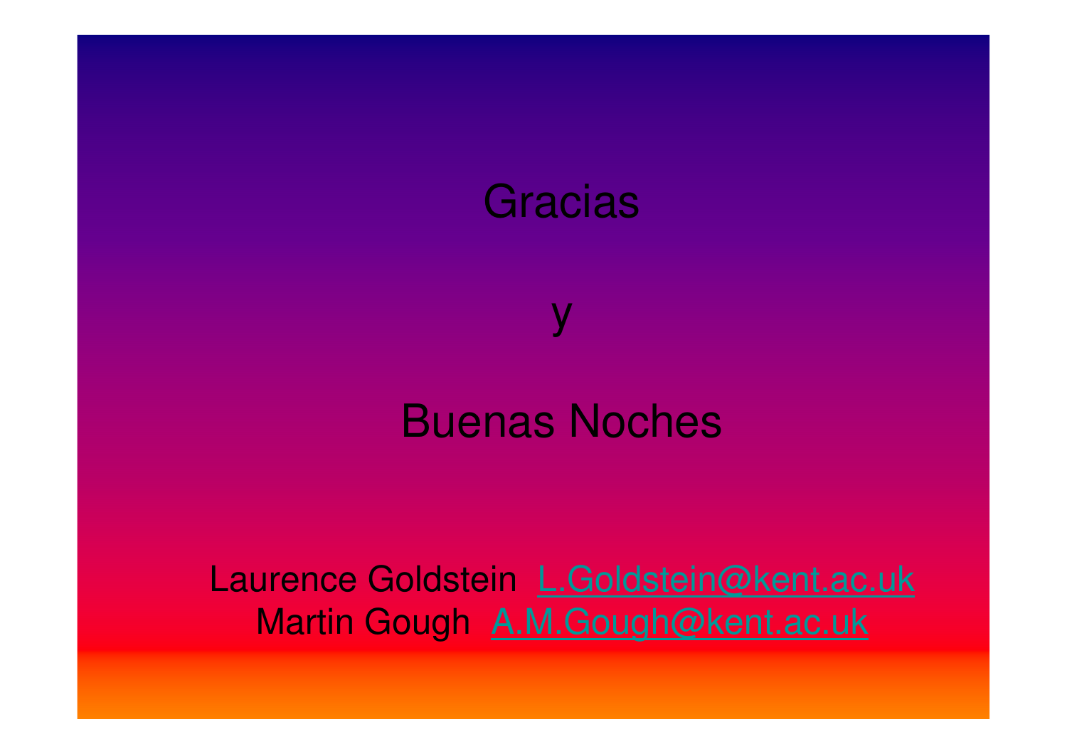Gracias

y

Buenas Noches

Laurence Goldstein L.Goldstein@kent.ac.uk
Martin Gough A.M.Gough@kent.ac.uk